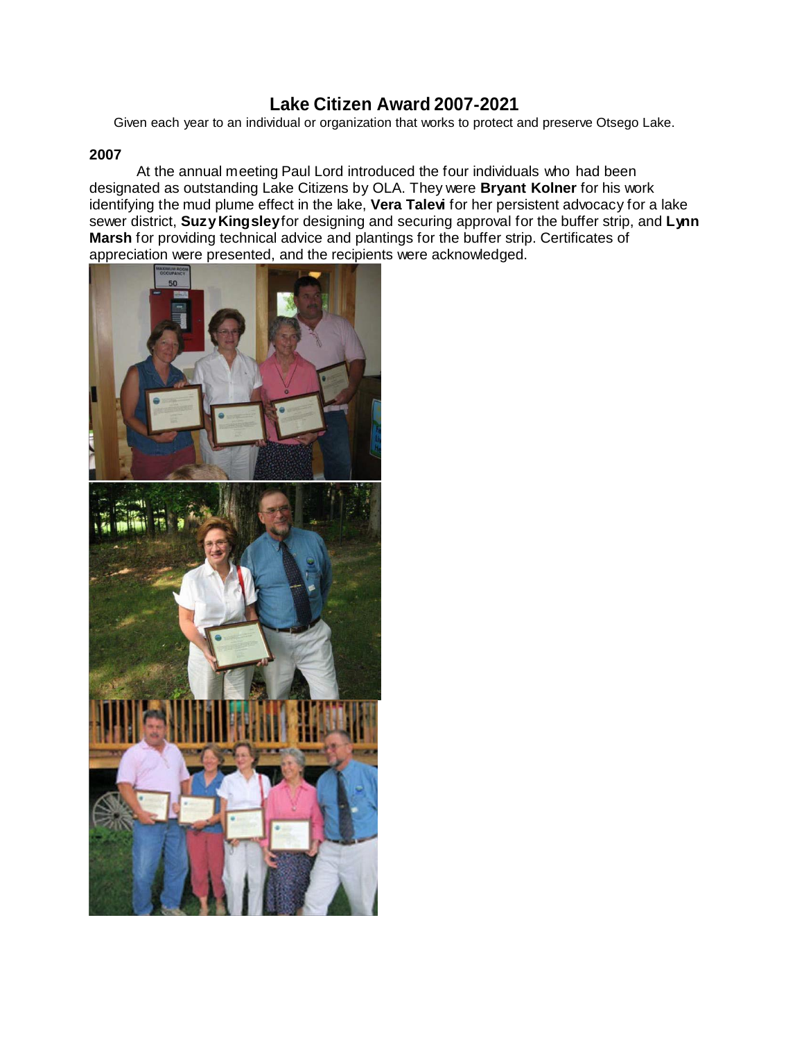# Lake Citizen Award 2007-2021

Given each year to an individual or organization that works to protect and preserve Otsego Lake.

### 2007

At the annual meeting Paul Lord introduced the four individuals who had been designated as outstanding Lake Citizens by OLA. They were **Bryant Kolner** for his work identifying the mud plume effect in the lake, **Vera Talevi** for her persistent advocacy for a lake sewer district, **Suzy Kingsley** for designing and securing approval for the buffer strip, and **Lynn Marsh** for providing technical advice and plantings for the buffer strip. Certificates of appreciation were presented, and the recipients were acknowledged.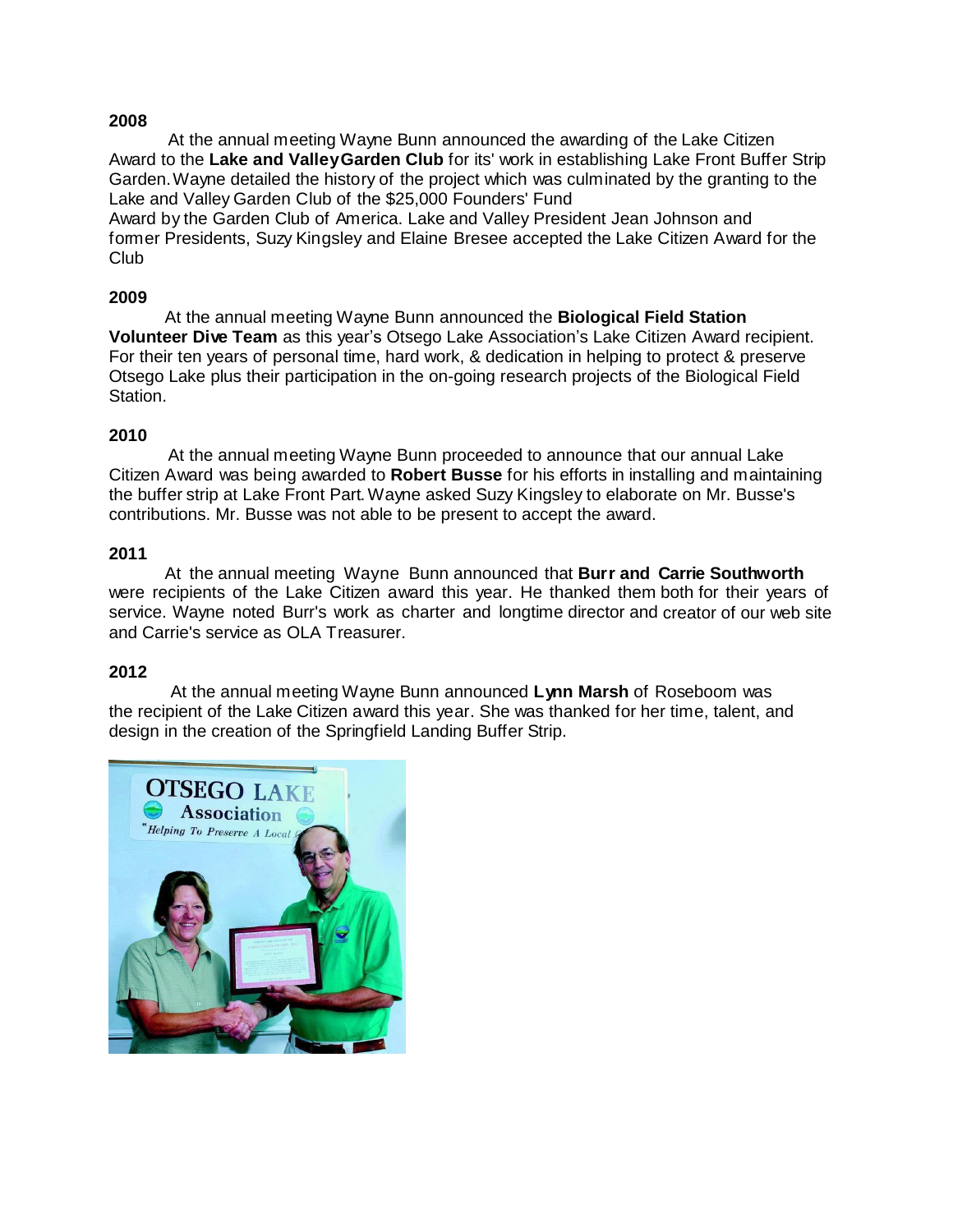**2008**

At the annual meeting Wayne Bunn announced the awarding of the Lake Citizen Award to the **Lake and Valley Garden Club** for its' work in establishing Lake Front Buffer Strip Garden. Wayne detailed the history of the project which was culminated by the granting to the Lake and Valley Garden Club of the $25,000 Founders' Fund Award by the Garden Club of America. Lake and Valley President Jean Johnson and former Presidents, Suzy Kingsley and Elaine Bresee accepted the Lake Citizen Award for the Club

**2009**

At the annual meeting Wayne Bunn announced the **Biological Field Station Volunteer Dive Team** as this year's Otsego Lake Association's Lake Citizen Award recipient. For their ten years of personal time, hard work, & dedication in helping to protect & preserve Otsego Lake plus their participation in the on-going research projects of the Biological Field Station.

**2010**

At the annual meeting Wayne Bunn proceeded to announce that our annual Lake Citizen Award was being awarded to **Robert Busse** for his efforts in installing and maintaining the buffer strip at Lake Front Part. Wayne asked Suzy Kingsley to elaborate on Mr. Busse's contributions. Mr. Busse was not able to be present to accept the award.

**2011**

At the annual meeting Wayne Bunn announced that **Burr and Carrie Southworth** were recipients of the Lake Citizen award this year. He thanked them both for their years of service. Wayne noted Burr's work as charter and longtime director and creator of our web site and Carrie's service as OLA Treasurer.

**2012**

At the annual meeting Wayne Bunn announced **Lynn Marsh** of Roseboom was the recipient of the Lake Citizen award this year. She was thanked for her time, talent, and design in the creation of the Springfield Landing Buffer Strip.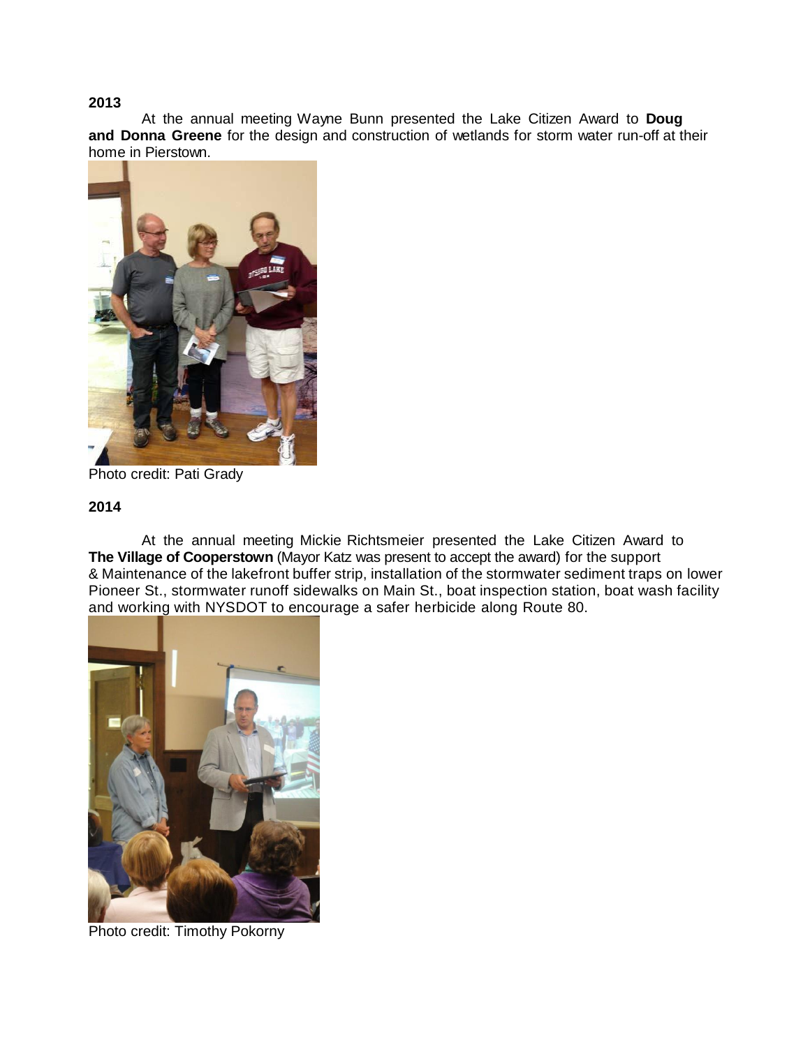**2013**

At the annual meeting Wayne Bunn presented the Lake Citizen Award to **Doug and Donna Greene** for the design and construction of wetlands for storm water run-off at their home in Pierstown.

Photo credit: Pati Grady

**2014**

At the annual meeting Mickie Richtsmeier presented the Lake Citizen Award to **The Village of Cooperstown** (Mayor Katz was present to accept the award) for the support & Maintenance of the lakefront buffer strip, installation of the stormwater sediment traps on lower Pioneer St., stormwater runoff sidewalks on Main St., boat inspection station, boat wash facility and working with NYSDOT to encourage a safer herbicide along Route 80.

Photo credit: Timothy Pokorny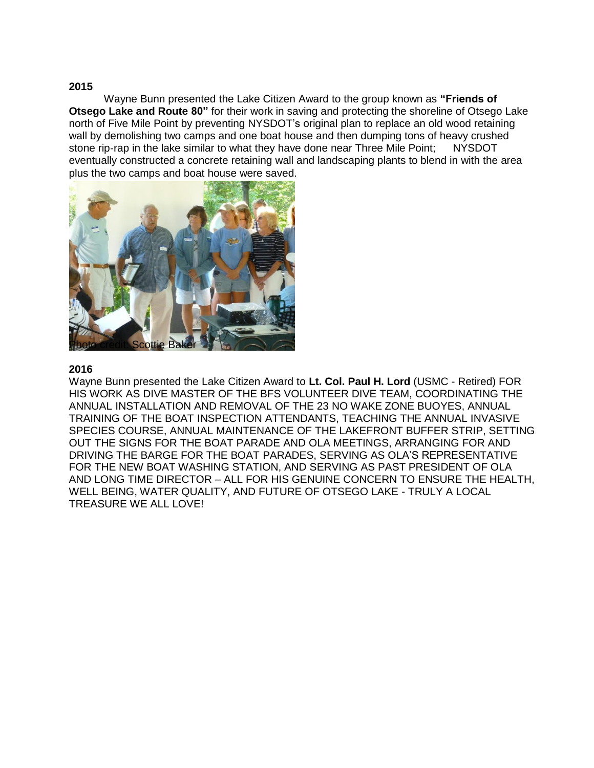**2015**

Wayne Bunn presented the Lake Citizen Award to the group known as **"Friends of Otsego Lake and Route 80"** for their work in saving and protecting the shoreline of Otsego Lake north of Five Mile Point by preventing NYSDOT's original plan to replace an old wood retaining wall by demolishing two camps and one boat house and then dumping tons of heavy crushed stone rip-rap in the lake similar to what they have done near Three Mile Point; NYSDOT eventually constructed a concrete retaining wall and landscaping plants to blend in with the area plus the two camps and boat house were saved.

Photo credit: Scottie Baker

**2016**

Wayne Bunn presented the Lake Citizen Award to **Lt. Col. Paul H. Lord** (USMC - Retired) FOR HIS WORK AS DIVE MASTER OF THE BFS VOLUNTEER DIVE TEAM, COORDINATING THE ANNUAL INSTALLATION AND REMOVAL OF THE 23 NO WAKE ZONE BUOYES, ANNUAL TRAINING OF THE BOAT INSPECTION ATTENDANTS, TEACHING THE ANNUAL INVASIVE SPECIES COURSE, ANNUAL MAINTENANCE OF THE LAKEFRONT BUFFER STRIP, SETTING OUT THE SIGNS FOR THE BOAT PARADE AND OLA MEETINGS, ARRANGING FOR AND DRIVING THE BARGE FOR THE BOAT PARADES, SERVING AS OLA'S REPRESENTATIVE FOR THE NEW BOAT WASHING STATION, AND SERVING AS PAST PRESIDENT OF OLA AND LONG TIME DIRECTOR – ALL FOR HIS GENUINE CONCERN TO ENSURE THE HEALTH, WELL BEING, WATER QUALITY, AND FUTURE OF OTSEGO LAKE - TRULY A LOCAL TREASURE WE ALL LOVE!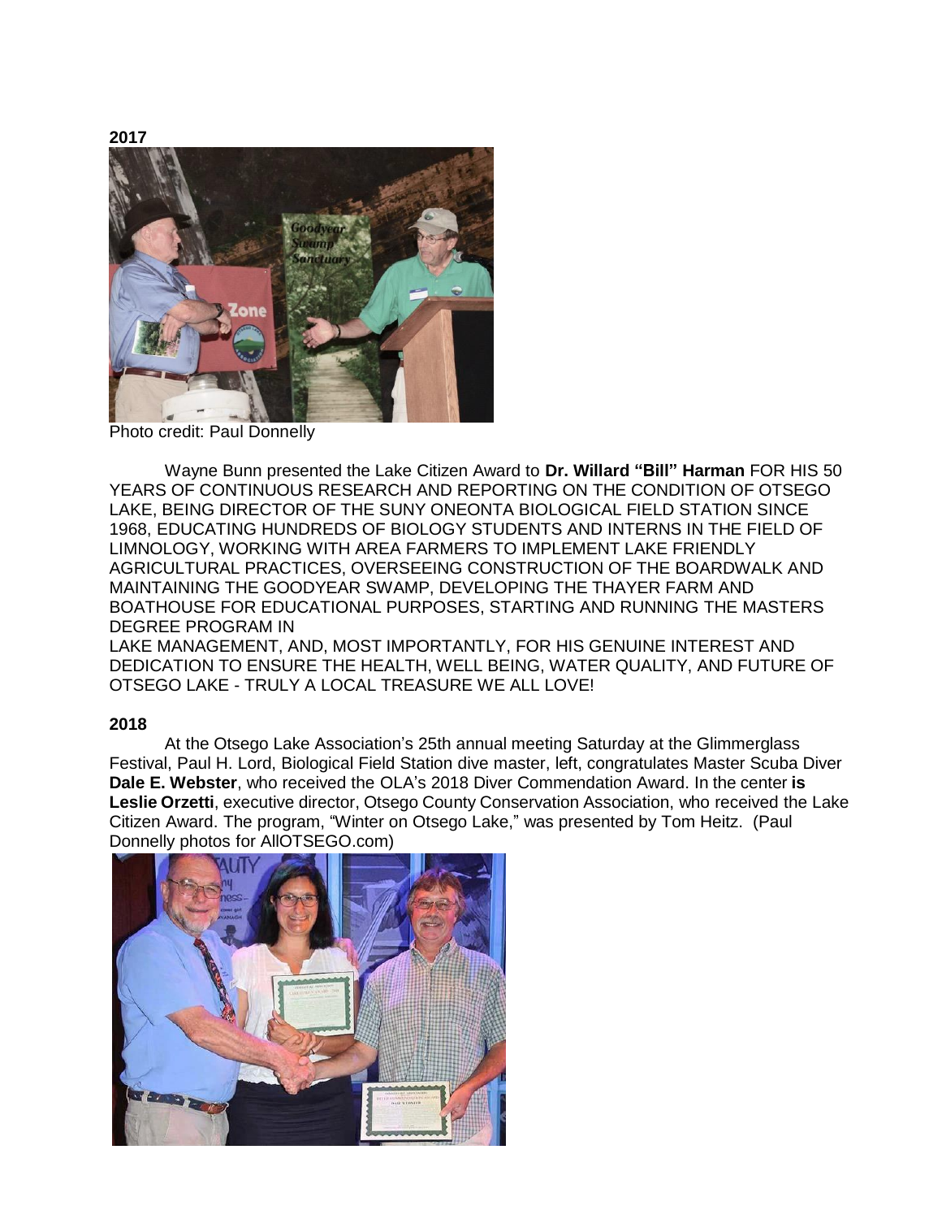**2017**

Photo credit: Paul Donnelly

Wayne Bunn presented the Lake Citizen Award to **Dr. Willard "Bill" Harman** FOR HIS 50 YEARS OF CONTINUOUS RESEARCH AND REPORTING ON THE CONDITION OF OTSEGO LAKE, BEING DIRECTOR OF THE SUNY ONEONTA BIOLOGICAL FIELD STATION SINCE 1968, EDUCATING HUNDREDS OF BIOLOGY STUDENTS AND INTERNS IN THE FIELD OF LIMNOLOGY, WORKING WITH AREA FARMERS TO IMPLEMENT LAKE FRIENDLY AGRICULTURAL PRACTICES, OVERSEEING CONSTRUCTION OF THE BOARDWALK AND MAINTAINING THE GOODYEAR SWAMP, DEVELOPING THE THAYER FARM AND BOATHOUSE FOR EDUCATIONAL PURPOSES, STARTING AND RUNNING THE MASTERS DEGREE PROGRAM IN
LAKE MANAGEMENT, AND, MOST IMPORTANTLY, FOR HIS GENUINE INTEREST AND DEDICATION TO ENSURE THE HEALTH, WELL BEING, WATER QUALITY, AND FUTURE OF OTSEGO LAKE - TRULY A LOCAL TREASURE WE ALL LOVE!

**2018**

At the Otsego Lake Association's 25th annual meeting Saturday at the Glimmerglass Festival, Paul H. Lord, Biological Field Station dive master, left, congratulates Master Scuba Diver **Dale E. Webster**, who received the OLA's 2018 Diver Commendation Award. In the center **is Leslie Orzetti**, executive director, Otsego County Conservation Association, who received the Lake Citizen Award. The program, "Winter on Otsego Lake," was presented by Tom Heitz. (Paul Donnelly photos for AllOTSEGO.com)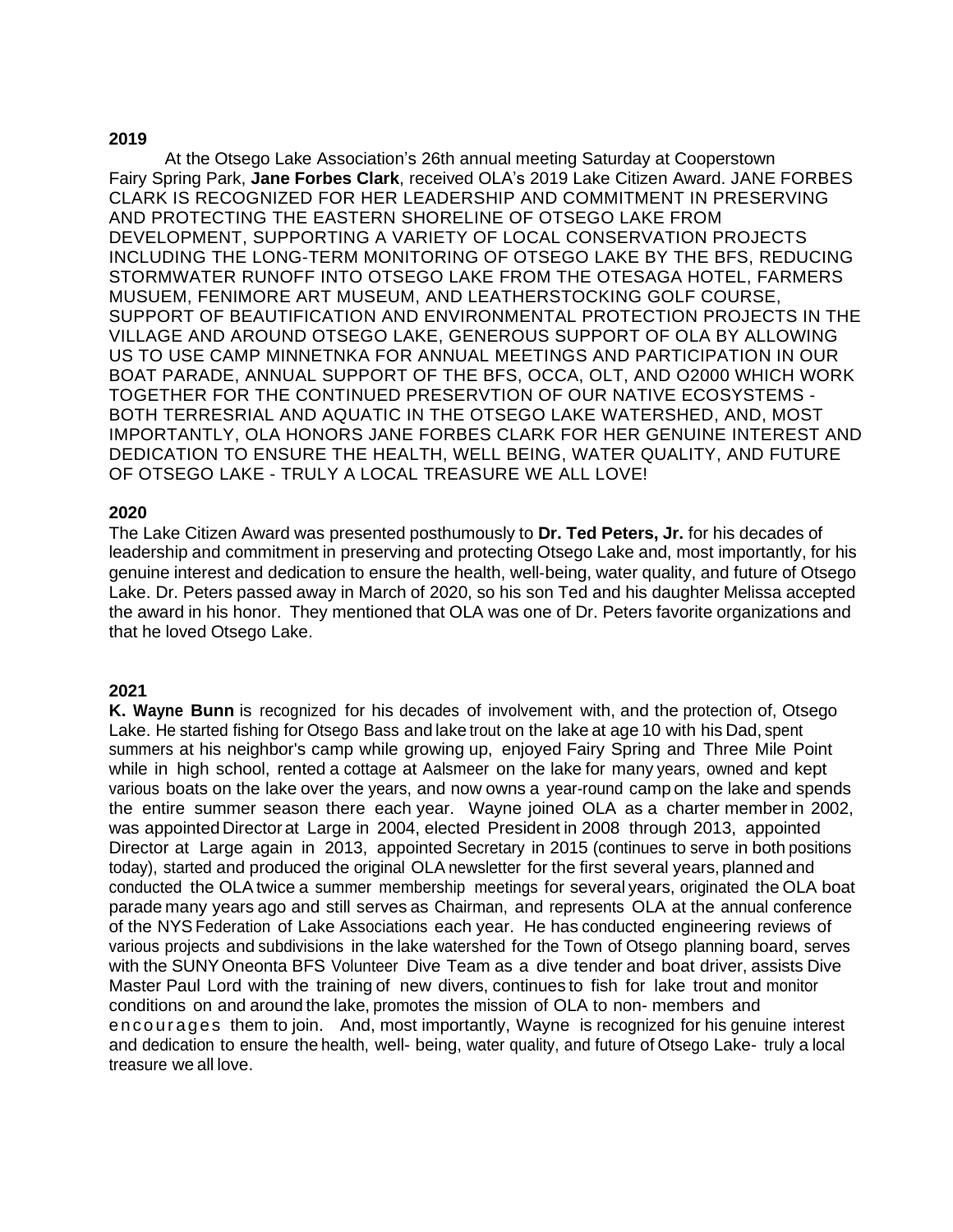**2019**

At the Otsego Lake Association's 26th annual meeting Saturday at Cooperstown Fairy Spring Park, **Jane Forbes Clark**, received OLA's 2019 Lake Citizen Award. JANE FORBES CLARK IS RECOGNIZED FOR HER LEADERSHIP AND COMMITMENT IN PRESERVING AND PROTECTING THE EASTERN SHORELINE OF OTSEGO LAKE FROM DEVELOPMENT, SUPPORTING A VARIETY OF LOCAL CONSERVATION PROJECTS INCLUDING THE LONG-TERM MONITORING OF OTSEGO LAKE BY THE BFS, REDUCING STORMWATER RUNOFF INTO OTSEGO LAKE FROM THE OTESAGA HOTEL, FARMERS MUSUEM, FENIMORE ART MUSEUM, AND LEATHERSTOCKING GOLF COURSE, SUPPORT OF BEAUTIFICATION AND ENVIRONMENTAL PROTECTION PROJECTS IN THE VILLAGE AND AROUND OTSEGO LAKE, GENEROUS SUPPORT OF OLA BY ALLOWING US TO USE CAMP MINNETNKA FOR ANNUAL MEETINGS AND PARTICIPATION IN OUR BOAT PARADE, ANNUAL SUPPORT OF THE BFS, OCCA, OLT, AND O2000 WHICH WORK TOGETHER FOR THE CONTINUED PRESERVTION OF OUR NATIVE ECOSYSTEMS - BOTH TERRESRIAL AND AQUATIC IN THE OTSEGO LAKE WATERSHED, AND, MOST IMPORTANTLY, OLA HONORS JANE FORBES CLARK FOR HER GENUINE INTEREST AND DEDICATION TO ENSURE THE HEALTH, WELL BEING, WATER QUALITY, AND FUTURE OF OTSEGO LAKE - TRULY A LOCAL TREASURE WE ALL LOVE!

**2020**

The Lake Citizen Award was presented posthumously to **Dr. Ted Peters, Jr.** for his decades of leadership and commitment in preserving and protecting Otsego Lake and, most importantly, for his genuine interest and dedication to ensure the health, well-being, water quality, and future of Otsego Lake. Dr. Peters passed away in March of 2020, so his son Ted and his daughter Melissa accepted the award in his honor. They mentioned that OLA was one of Dr. Peters favorite organizations and that he loved Otsego Lake.

**2021**

**K. Wayne Bunn** is recognized for his decades of involvement with, and the protection of, Otsego Lake. He started fishing for Otsego Bass and lake trout on the lake at age 10 with his Dad, spent summers at his neighbor's camp while growing up, enjoyed Fairy Spring and Three Mile Point while in high school, rented a cottage at Aalsmeer on the lake for many years, owned and kept various boats on the lake over the years, and now owns a year-round camp on the lake and spends the entire summer season there each year. Wayne joined OLA as a charter member in 2002, was appointed Director at Large in 2004, elected President in 2008 through 2013, appointed Director at Large again in 2013, appointed Secretary in 2015 (continues to serve in both positions today), started and produced the original OLA newsletter for the first several years, planned and conducted the OLA twice a summer membership meetings for several years, originated the OLA boat parade many years ago and still serves as Chairman, and represents OLA at the annual conference of the NYS Federation of Lake Associations each year. He has conducted engineering reviews of various projects and subdivisions in the lake watershed for the Town of Otsego planning board, serves with the SUNY Oneonta BFS Volunteer Dive Team as a dive tender and boat driver, assists Dive Master Paul Lord with the training of new divers, continues to fish for lake trout and monitor conditions on and around the lake, promotes the mission of OLA to non- members and encourages them to join. And, most importantly, Wayne is recognized for his genuine interest and dedication to ensure the health, well- being, water quality, and future of Otsego Lake- truly a local treasure we all love.